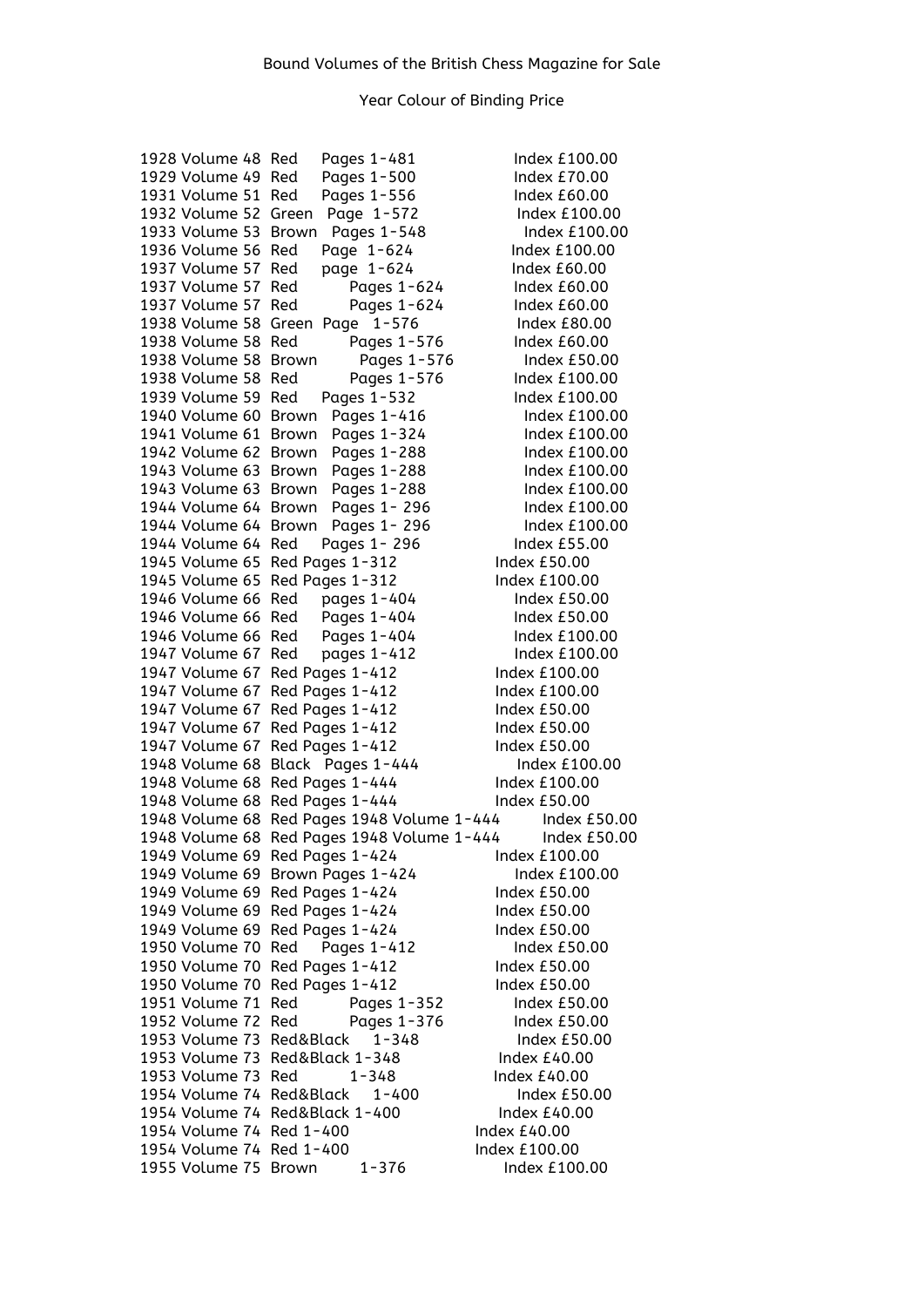Bound Volumes of the British Chess Magazine for Sale

Year Colour of Binding Price

1928 Volume 48 Red Pages 1-481 Index £100.00
1929 Volume 49 Red Pages 1-500 Index £70.00
1931 Volume 51 Red Pages 1-556 Index £60.00
1932 Volume 52 Green Page 1-572 Index £100.00
1933 Volume 53 Brown Pages 1-548 Index £100.00
1936 Volume 56 Red Page 1-624 Index £100.00
1937 Volume 57 Red page 1-624 Index £60.00
1937 Volume 57 Red Pages 1-624 Index £60.00
1937 Volume 57 Red Pages 1-624 Index £60.00
1938 Volume 58 Green Page 1-576 Index £80.00
1938 Volume 58 Red Pages 1-576 Index £60.00
1938 Volume 58 Brown Pages 1-576 Index £50.00
1938 Volume 58 Red Pages 1-576 Index £100.00
1939 Volume 59 Red Pages 1-532 Index £100.00
1940 Volume 60 Brown Pages 1-416 Index £100.00
1941 Volume 61 Brown Pages 1-324 Index £100.00
1942 Volume 62 Brown Pages 1-288 Index £100.00
1943 Volume 63 Brown Pages 1-288 Index £100.00
1943 Volume 63 Brown Pages 1-288 Index £100.00
1944 Volume 64 Brown Pages 1- 296 Index £100.00
1944 Volume 64 Brown Pages 1- 296 Index £100.00
1944 Volume 64 Red Pages 1- 296 Index £55.00
1945 Volume 65 Red Pages 1-312 Index £50.00
1945 Volume 65 Red Pages 1-312 Index £100.00
1946 Volume 66 Red pages 1-404 Index £50.00
1946 Volume 66 Red Pages 1-404 Index £50.00
1946 Volume 66 Red Pages 1-404 Index £100.00
1947 Volume 67 Red pages 1-412 Index £100.00
1947 Volume 67 Red Pages 1-412 Index £100.00
1947 Volume 67 Red Pages 1-412 Index £100.00
1947 Volume 67 Red Pages 1-412 Index £50.00
1947 Volume 67 Red Pages 1-412 Index £50.00
1947 Volume 67 Red Pages 1-412 Index £50.00
1948 Volume 68 Black Pages 1-444 Index £100.00
1948 Volume 68 Red Pages 1-444 Index £100.00
1948 Volume 68 Red Pages 1-444 Index £50.00
1948 Volume 68 Red Pages 1948 Volume 1-444 Index £50.00
1948 Volume 68 Red Pages 1948 Volume 1-444 Index £50.00
1949 Volume 69 Red Pages 1-424 Index £100.00
1949 Volume 69 Brown Pages 1-424 Index £100.00
1949 Volume 69 Red Pages 1-424 Index £50.00
1949 Volume 69 Red Pages 1-424 Index £50.00
1949 Volume 69 Red Pages 1-424 Index £50.00
1950 Volume 70 Red Pages 1-412 Index £50.00
1950 Volume 70 Red Pages 1-412 Index £50.00
1950 Volume 70 Red Pages 1-412 Index £50.00
1951 Volume 71 Red Pages 1-352 Index £50.00
1952 Volume 72 Red Pages 1-376 Index £50.00
1953 Volume 73 Red&Black 1-348 Index £50.00
1953 Volume 73 Red&Black 1-348 Index £40.00
1953 Volume 73 Red 1-348 Index £40.00
1954 Volume 74 Red&Black 1-400 Index £50.00
1954 Volume 74 Red&Black 1-400 Index £40.00
1954 Volume 74 Red 1-400 Index £40.00
1954 Volume 74 Red 1-400 Index £100.00
1955 Volume 75 Brown 1-376 Index £100.00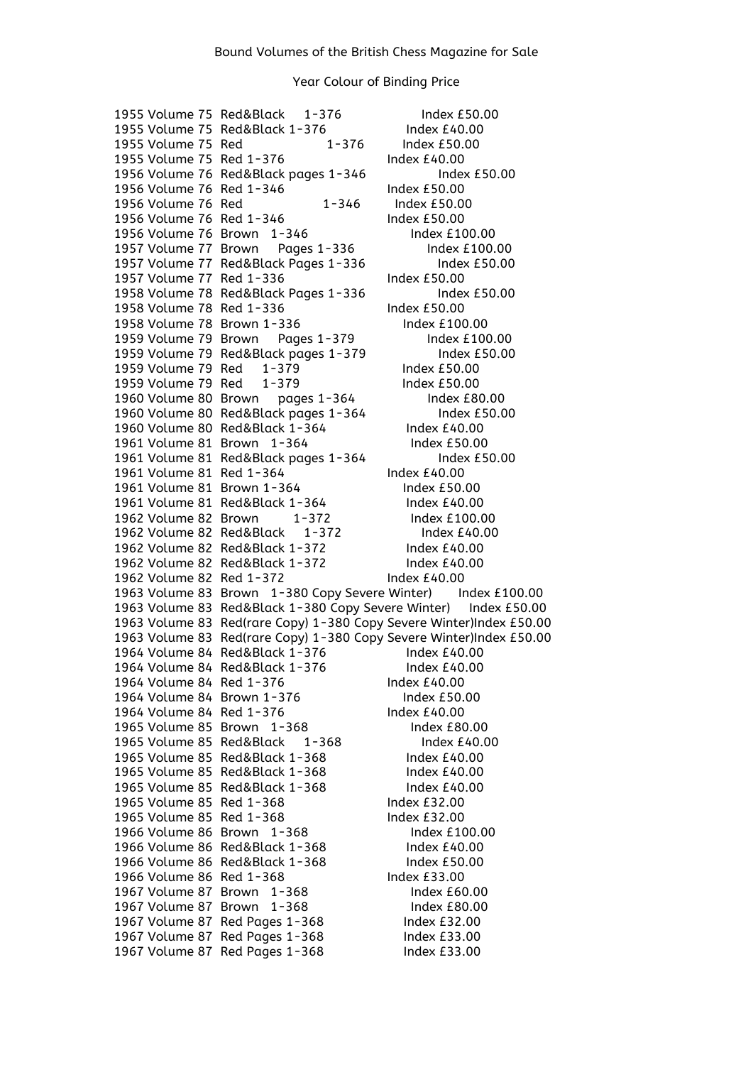Bound Volumes of the British Chess Magazine for Sale

Year Colour of Binding Price

```
1955 Volume 75  Red&Black     1-376              Index £50.00
1955 Volume 75  Red&Black 1-376              Index £40.00
1955 Volume 75  Red              1-376         Index £50.00
1955 Volume 75  Red 1-376                Index £40.00
1956 Volume 76  Red&Black pages 1-346            Index £50.00
1956 Volume 76  Red 1-346                Index £50.00
1956 Volume 76  Red              1-346         Index £50.00
1956 Volume 76  Red 1-346                Index £50.00
1956 Volume 76  Brown   1-346              Index £100.00
1957 Volume 77  Brown    Pages 1-336             Index £100.00
1957 Volume 77  Red&Black Pages 1-336            Index £50.00
1957 Volume 77  Red 1-336                Index £50.00
1958 Volume 78  Red&Black Pages 1-336            Index £50.00
1958 Volume 78  Red 1-336                Index £50.00
1958 Volume 78  Brown 1-336              Index £100.00
1959 Volume 79  Brown    Pages 1-379             Index £100.00
1959 Volume 79  Red&Black pages 1-379            Index £50.00
1959 Volume 79  Red    1-379             Index £50.00
1959 Volume 79  Red    1-379             Index £50.00
1960 Volume 80  Brown    pages 1-364             Index £80.00
1960 Volume 80  Red&Black pages 1-364            Index £50.00
1960 Volume 80  Red&Black 1-364              Index £40.00
1961 Volume 81  Brown  1-364               Index £50.00
1961 Volume 81  Red&Black pages 1-364            Index £50.00
1961 Volume 81  Red 1-364                Index £40.00
1961 Volume 81  Brown 1-364              Index £50.00
1961 Volume 81  Red&Black 1-364              Index £40.00
1962 Volume 82  Brown        1-372          Index £100.00
1962 Volume 82  Red&Black    1-372           Index £40.00
1962 Volume 82  Red&Black 1-372              Index £40.00
1962 Volume 82  Red&Black 1-372              Index £40.00
1962 Volume 82  Red 1-372                Index £40.00
1963 Volume 83  Brown   1-380 Copy Severe Winter)      Index £100.00
1963 Volume 83  Red&Black 1-380 Copy Severe Winter)    Index £50.00
1963 Volume 83  Red(rare Copy) 1-380 Copy Severe Winter)Index £50.00
1963 Volume 83  Red(rare Copy) 1-380 Copy Severe Winter)Index £50.00
1964 Volume 84  Red&Black 1-376              Index £40.00
1964 Volume 84  Red&Black 1-376              Index £40.00
1964 Volume 84  Red 1-376                Index £40.00
1964 Volume 84  Brown 1-376              Index £50.00
1964 Volume 84  Red 1-376                Index £40.00
1965 Volume 85  Brown   1-368              Index £80.00
1965 Volume 85  Red&Black     1-368          Index £40.00
1965 Volume 85  Red&Black 1-368              Index £40.00
1965 Volume 85  Red&Black 1-368              Index £40.00
1965 Volume 85  Red&Black 1-368              Index £40.00
1965 Volume 85  Red 1-368                Index £32.00
1965 Volume 85  Red 1-368                Index £32.00
1966 Volume 86  Brown   1-368              Index £100.00
1966 Volume 86  Red&Black 1-368              Index £40.00
1966 Volume 86  Red&Black 1-368              Index £50.00
1966 Volume 86  Red 1-368                Index £33.00
1967 Volume 87  Brown   1-368              Index £60.00
1967 Volume 87  Brown   1-368              Index £80.00
1967 Volume 87  Red Pages 1-368            Index £32.00
1967 Volume 87  Red Pages 1-368            Index £33.00
1967 Volume 87  Red Pages 1-368            Index £33.00
```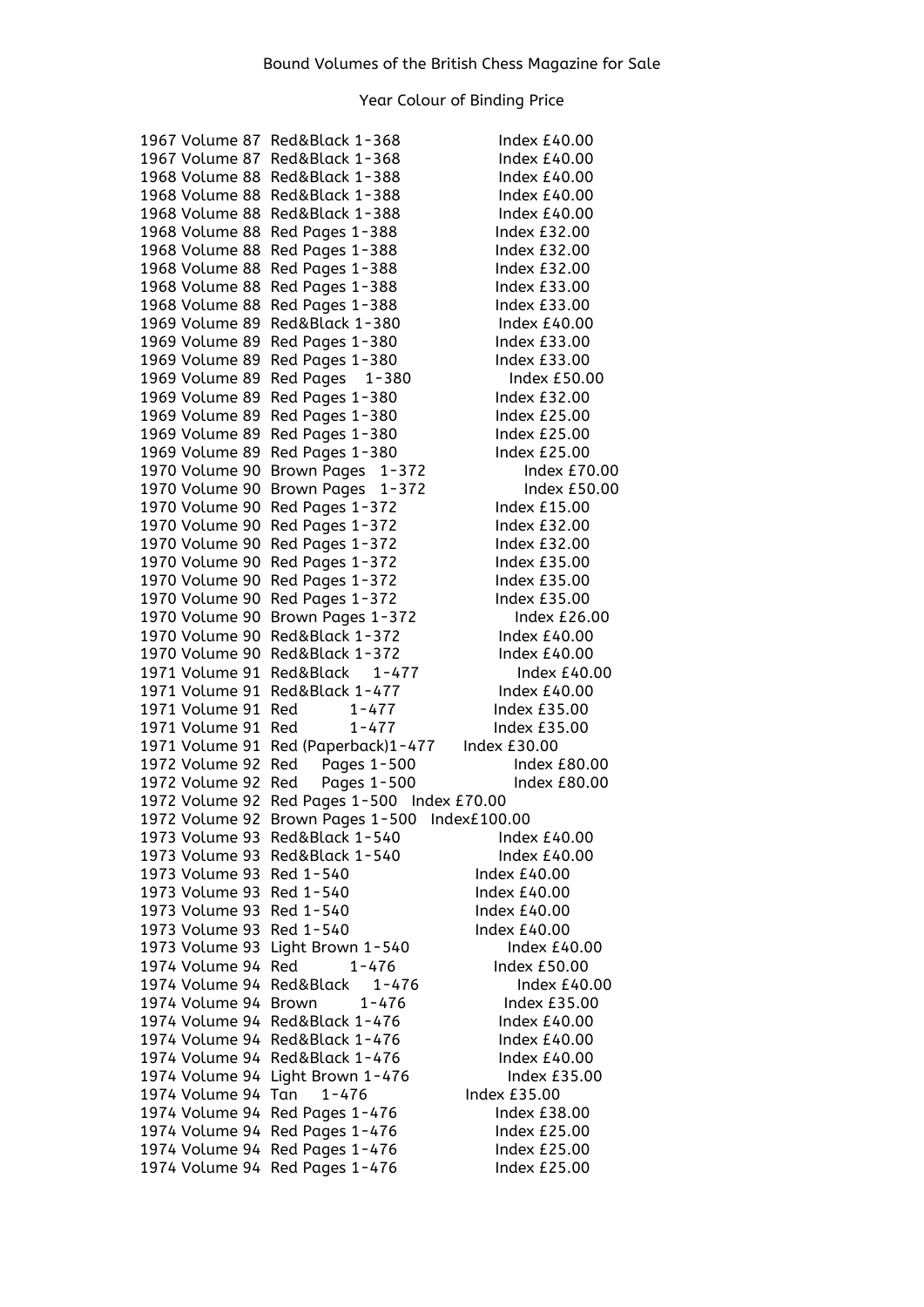Bound Volumes of the British Chess Magazine for Sale

Year Colour of Binding Price

1967 Volume 87 Red&Black 1-368 Index £40.00
1967 Volume 87 Red&Black 1-368 Index £40.00
1968 Volume 88 Red&Black 1-388 Index £40.00
1968 Volume 88 Red&Black 1-388 Index £40.00
1968 Volume 88 Red&Black 1-388 Index £40.00
1968 Volume 88 Red Pages 1-388 Index £32.00
1968 Volume 88 Red Pages 1-388 Index £32.00
1968 Volume 88 Red Pages 1-388 Index £32.00
1968 Volume 88 Red Pages 1-388 Index £33.00
1968 Volume 88 Red Pages 1-388 Index £33.00
1969 Volume 89 Red&Black 1-380 Index £40.00
1969 Volume 89 Red Pages 1-380 Index £33.00
1969 Volume 89 Red Pages 1-380 Index £33.00
1969 Volume 89 Red Pages 1-380 Index £50.00
1969 Volume 89 Red Pages 1-380 Index £32.00
1969 Volume 89 Red Pages 1-380 Index £25.00
1969 Volume 89 Red Pages 1-380 Index £25.00
1969 Volume 89 Red Pages 1-380 Index £25.00
1970 Volume 90 Brown Pages 1-372 Index £70.00
1970 Volume 90 Brown Pages 1-372 Index £50.00
1970 Volume 90 Red Pages 1-372 Index £15.00
1970 Volume 90 Red Pages 1-372 Index £32.00
1970 Volume 90 Red Pages 1-372 Index £32.00
1970 Volume 90 Red Pages 1-372 Index £35.00
1970 Volume 90 Red Pages 1-372 Index £35.00
1970 Volume 90 Red Pages 1-372 Index £35.00
1970 Volume 90 Brown Pages 1-372 Index £26.00
1970 Volume 90 Red&Black 1-372 Index £40.00
1970 Volume 90 Red&Black 1-372 Index £40.00
1971 Volume 91 Red&Black 1-477 Index £40.00
1971 Volume 91 Red&Black 1-477 Index £40.00
1971 Volume 91 Red 1-477 Index £35.00
1971 Volume 91 Red 1-477 Index £35.00
1971 Volume 91 Red (Paperback)1-477 Index £30.00
1972 Volume 92 Red Pages 1-500 Index £80.00
1972 Volume 92 Red Pages 1-500 Index £80.00
1972 Volume 92 Red Pages 1-500 Index £70.00
1972 Volume 92 Brown Pages 1-500 Index£100.00
1973 Volume 93 Red&Black 1-540 Index £40.00
1973 Volume 93 Red&Black 1-540 Index £40.00
1973 Volume 93 Red 1-540 Index £40.00
1973 Volume 93 Red 1-540 Index £40.00
1973 Volume 93 Red 1-540 Index £40.00
1973 Volume 93 Red 1-540 Index £40.00
1973 Volume 93 Light Brown 1-540 Index £40.00
1974 Volume 94 Red 1-476 Index £50.00
1974 Volume 94 Red&Black 1-476 Index £40.00
1974 Volume 94 Brown 1-476 Index £35.00
1974 Volume 94 Red&Black 1-476 Index £40.00
1974 Volume 94 Red&Black 1-476 Index £40.00
1974 Volume 94 Red&Black 1-476 Index £40.00
1974 Volume 94 Light Brown 1-476 Index £35.00
1974 Volume 94 Tan 1-476 Index £35.00
1974 Volume 94 Red Pages 1-476 Index £38.00
1974 Volume 94 Red Pages 1-476 Index £25.00
1974 Volume 94 Red Pages 1-476 Index £25.00
1974 Volume 94 Red Pages 1-476 Index £25.00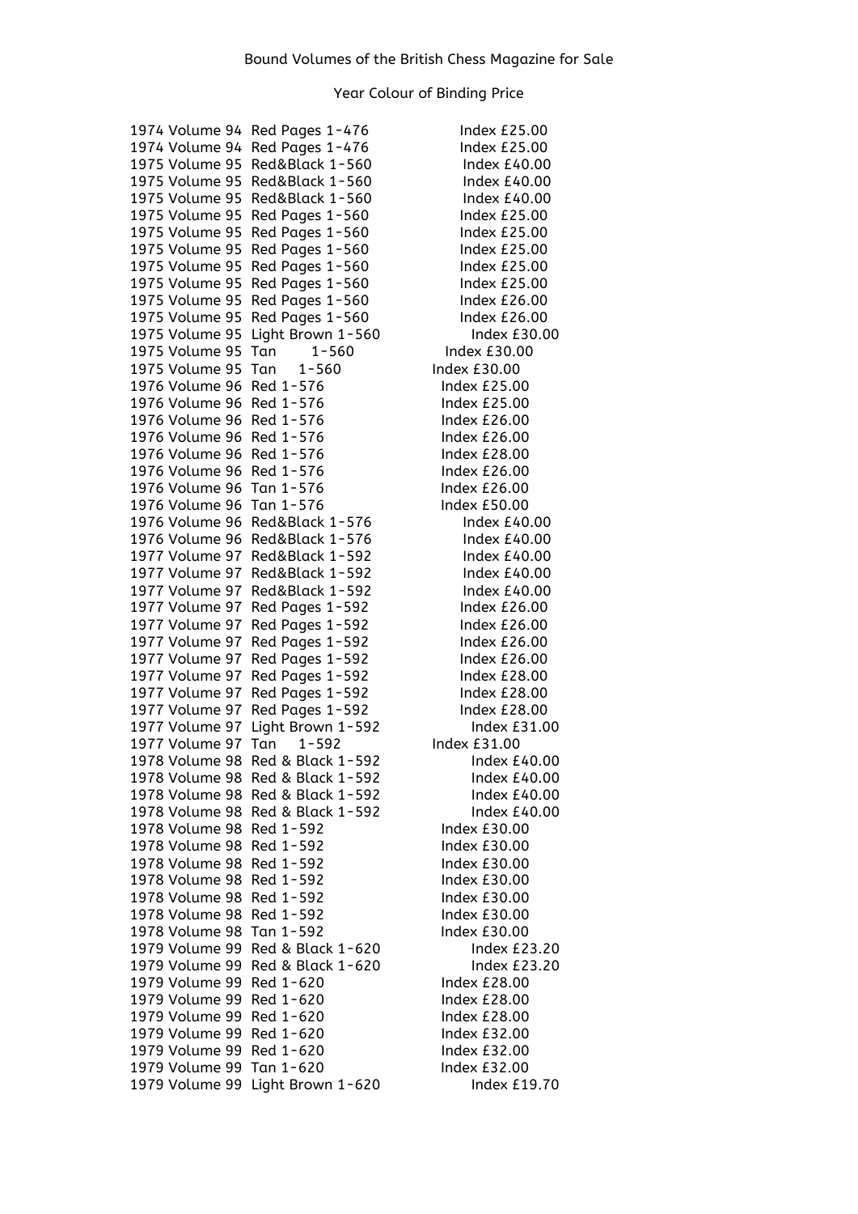Bound Volumes of the British Chess Magazine for Sale

Year Colour of Binding Price

1974 Volume 94  Red Pages 1-476  Index £25.00
1974 Volume 94  Red Pages 1-476  Index £25.00
1975 Volume 95  Red&Black 1-560  Index £40.00
1975 Volume 95  Red&Black 1-560  Index £40.00
1975 Volume 95  Red&Black 1-560  Index £40.00
1975 Volume 95  Red Pages 1-560  Index £25.00
1975 Volume 95  Red Pages 1-560  Index £25.00
1975 Volume 95  Red Pages 1-560  Index £25.00
1975 Volume 95  Red Pages 1-560  Index £25.00
1975 Volume 95  Red Pages 1-560  Index £25.00
1975 Volume 95  Red Pages 1-560  Index £26.00
1975 Volume 95  Red Pages 1-560  Index £26.00
1975 Volume 95  Light Brown 1-560  Index £30.00
1975 Volume 95  Tan  1-560  Index £30.00
1975 Volume 95  Tan  1-560  Index £30.00
1976 Volume 96  Red 1-576  Index £25.00
1976 Volume 96  Red 1-576  Index £25.00
1976 Volume 96  Red 1-576  Index £26.00
1976 Volume 96  Red 1-576  Index £26.00
1976 Volume 96  Red 1-576  Index £28.00
1976 Volume 96  Red 1-576  Index £26.00
1976 Volume 96  Tan 1-576  Index £26.00
1976 Volume 96  Tan 1-576  Index £50.00
1976 Volume 96  Red&Black 1-576  Index £40.00
1976 Volume 96  Red&Black 1-576  Index £40.00
1977 Volume 97  Red&Black 1-592  Index £40.00
1977 Volume 97  Red&Black 1-592  Index £40.00
1977 Volume 97  Red&Black 1-592  Index £40.00
1977 Volume 97  Red Pages 1-592  Index £26.00
1977 Volume 97  Red Pages 1-592  Index £26.00
1977 Volume 97  Red Pages 1-592  Index £26.00
1977 Volume 97  Red Pages 1-592  Index £26.00
1977 Volume 97  Red Pages 1-592  Index £28.00
1977 Volume 97  Red Pages 1-592  Index £28.00
1977 Volume 97  Red Pages 1-592  Index £28.00
1977 Volume 97  Light Brown 1-592  Index £31.00
1977 Volume 97  Tan  1-592  Index £31.00
1978 Volume 98  Red & Black 1-592  Index £40.00
1978 Volume 98  Red & Black 1-592  Index £40.00
1978 Volume 98  Red & Black 1-592  Index £40.00
1978 Volume 98  Red & Black 1-592  Index £40.00
1978 Volume 98  Red 1-592  Index £30.00
1978 Volume 98  Red 1-592  Index £30.00
1978 Volume 98  Red 1-592  Index £30.00
1978 Volume 98  Red 1-592  Index £30.00
1978 Volume 98  Red 1-592  Index £30.00
1978 Volume 98  Red 1-592  Index £30.00
1978 Volume 98  Tan 1-592  Index £30.00
1979 Volume 99  Red & Black 1-620  Index £23.20
1979 Volume 99  Red & Black 1-620  Index £23.20
1979 Volume 99  Red 1-620  Index £28.00
1979 Volume 99  Red 1-620  Index £28.00
1979 Volume 99  Red 1-620  Index £28.00
1979 Volume 99  Red 1-620  Index £32.00
1979 Volume 99  Red 1-620  Index £32.00
1979 Volume 99  Tan 1-620  Index £32.00
1979 Volume 99  Light Brown 1-620  Index £19.70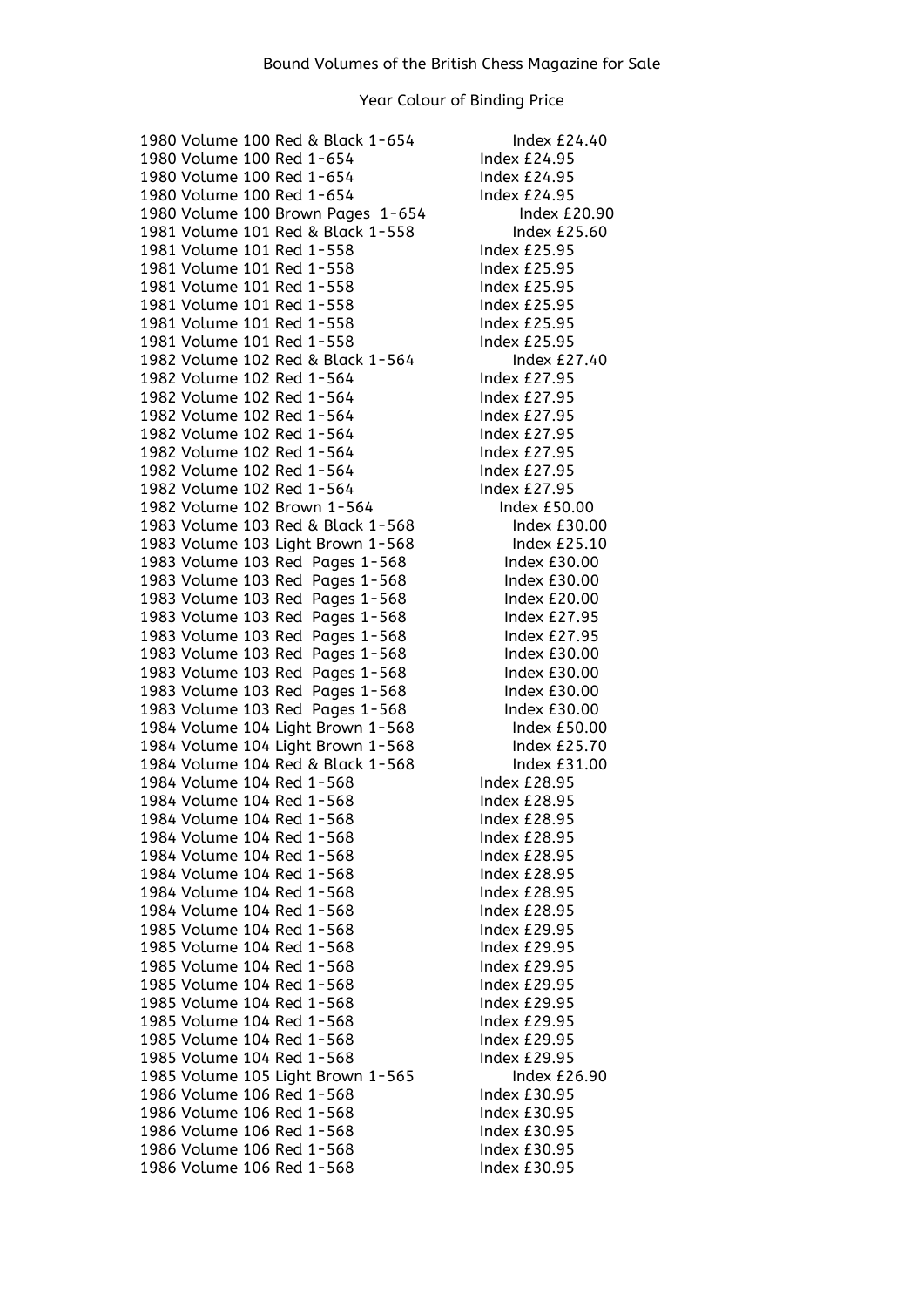Bound Volumes of the British Chess Magazine for Sale

Year Colour of Binding Price

1980 Volume 100 Red & Black 1-654 Index £24.40
1980 Volume 100 Red 1-654 Index £24.95
1980 Volume 100 Red 1-654 Index £24.95
1980 Volume 100 Red 1-654 Index £24.95
1980 Volume 100 Brown Pages 1-654 Index £20.90
1981 Volume 101 Red & Black 1-558 Index £25.60
1981 Volume 101 Red 1-558 Index £25.95
1981 Volume 101 Red 1-558 Index £25.95
1981 Volume 101 Red 1-558 Index £25.95
1981 Volume 101 Red 1-558 Index £25.95
1981 Volume 101 Red 1-558 Index £25.95
1981 Volume 101 Red 1-558 Index £25.95
1982 Volume 102 Red & Black 1-564 Index £27.40
1982 Volume 102 Red 1-564 Index £27.95
1982 Volume 102 Red 1-564 Index £27.95
1982 Volume 102 Red 1-564 Index £27.95
1982 Volume 102 Red 1-564 Index £27.95
1982 Volume 102 Red 1-564 Index £27.95
1982 Volume 102 Red 1-564 Index £27.95
1982 Volume 102 Red 1-564 Index £27.95
1982 Volume 102 Brown 1-564 Index £50.00
1983 Volume 103 Red & Black 1-568 Index £30.00
1983 Volume 103 Light Brown 1-568 Index £25.10
1983 Volume 103 Red Pages 1-568 Index £30.00
1983 Volume 103 Red Pages 1-568 Index £30.00
1983 Volume 103 Red Pages 1-568 Index £20.00
1983 Volume 103 Red Pages 1-568 Index £27.95
1983 Volume 103 Red Pages 1-568 Index £30.00
1983 Volume 103 Red Pages 1-568 Index £30.00
1983 Volume 103 Red Pages 1-568 Index £30.00
1983 Volume 103 Red Pages 1-568 Index £30.00
1984 Volume 104 Light Brown 1-568 Index £50.00
1984 Volume 104 Light Brown 1-568 Index £25.70
1984 Volume 104 Red & Black 1-568 Index £31.00
1984 Volume 104 Red 1-568 Index £28.95
1984 Volume 104 Red 1-568 Index £28.95
1984 Volume 104 Red 1-568 Index £28.95
1984 Volume 104 Red 1-568 Index £28.95
1984 Volume 104 Red 1-568 Index £28.95
1984 Volume 104 Red 1-568 Index £28.95
1984 Volume 104 Red 1-568 Index £28.95
1984 Volume 104 Red 1-568 Index £28.95
1985 Volume 104 Red 1-568 Index £29.95
1985 Volume 104 Red 1-568 Index £29.95
1985 Volume 104 Red 1-568 Index £29.95
1985 Volume 104 Red 1-568 Index £29.95
1985 Volume 104 Red 1-568 Index £29.95
1985 Volume 104 Red 1-568 Index £29.95
1985 Volume 104 Red 1-568 Index £29.95
1985 Volume 104 Red 1-568 Index £29.95
1985 Volume 105 Light Brown 1-565 Index £26.90
1986 Volume 106 Red 1-568 Index £30.95
1986 Volume 106 Red 1-568 Index £30.95
1986 Volume 106 Red 1-568 Index £30.95
1986 Volume 106 Red 1-568 Index £30.95
1986 Volume 106 Red 1-568 Index £30.95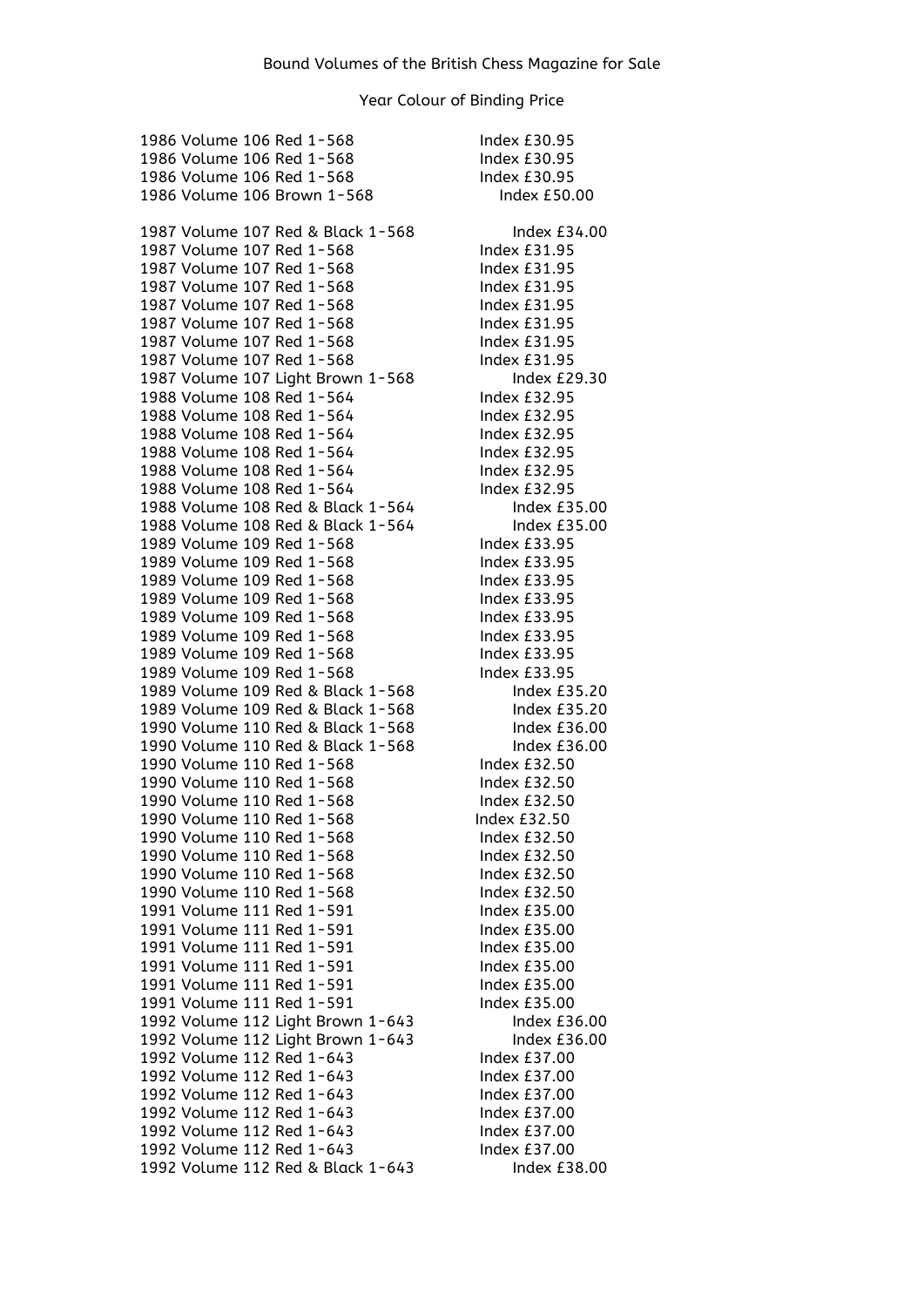Bound Volumes of the British Chess Magazine for Sale

Year Colour of Binding Price

1986 Volume 106 Red 1-568 Index £30.95
1986 Volume 106 Red 1-568 Index £30.95
1986 Volume 106 Red 1-568 Index £30.95
1986 Volume 106 Brown 1-568 Index £50.00

1987 Volume 107 Red & Black 1-568 Index £34.00
1987 Volume 107 Red 1-568 Index £31.95
1987 Volume 107 Red 1-568 Index £31.95
1987 Volume 107 Red 1-568 Index £31.95
1987 Volume 107 Red 1-568 Index £31.95
1987 Volume 107 Red 1-568 Index £31.95
1987 Volume 107 Red 1-568 Index £31.95
1987 Volume 107 Red 1-568 Index £31.95
1987 Volume 107 Light Brown 1-568 Index £29.30
1988 Volume 108 Red 1-564 Index £32.95
1988 Volume 108 Red 1-564 Index £32.95
1988 Volume 108 Red 1-564 Index £32.95
1988 Volume 108 Red 1-564 Index £32.95
1988 Volume 108 Red 1-564 Index £32.95
1988 Volume 108 Red 1-564 Index £32.95
1988 Volume 108 Red & Black 1-564 Index £35.00
1988 Volume 108 Red & Black 1-564 Index £35.00
1989 Volume 109 Red 1-568 Index £33.95
1989 Volume 109 Red 1-568 Index £33.95
1989 Volume 109 Red 1-568 Index £33.95
1989 Volume 109 Red 1-568 Index £33.95
1989 Volume 109 Red 1-568 Index £33.95
1989 Volume 109 Red 1-568 Index £33.95
1989 Volume 109 Red 1-568 Index £33.95
1989 Volume 109 Red 1-568 Index £33.95
1989 Volume 109 Red & Black 1-568 Index £35.20
1989 Volume 109 Red & Black 1-568 Index £35.20
1990 Volume 110 Red & Black 1-568 Index £36.00
1990 Volume 110 Red & Black 1-568 Index £36.00
1990 Volume 110 Red 1-568 Index £32.50
1990 Volume 110 Red 1-568 Index £32.50
1990 Volume 110 Red 1-568 Index £32.50
1990 Volume 110 Red 1-568 Index £32.50
1990 Volume 110 Red 1-568 Index £32.50
1990 Volume 110 Red 1-568 Index £32.50
1990 Volume 110 Red 1-568 Index £32.50
1990 Volume 110 Red 1-568 Index £32.50
1991 Volume 111 Red 1-591 Index £35.00
1991 Volume 111 Red 1-591 Index £35.00
1991 Volume 111 Red 1-591 Index £35.00
1991 Volume 111 Red 1-591 Index £35.00
1991 Volume 111 Red 1-591 Index £35.00
1991 Volume 111 Red 1-591 Index £35.00
1992 Volume 112 Light Brown 1-643 Index £36.00
1992 Volume 112 Light Brown 1-643 Index £36.00
1992 Volume 112 Red 1-643 Index £37.00
1992 Volume 112 Red 1-643 Index £37.00
1992 Volume 112 Red 1-643 Index £37.00
1992 Volume 112 Red 1-643 Index £37.00
1992 Volume 112 Red 1-643 Index £37.00
1992 Volume 112 Red 1-643 Index £37.00
1992 Volume 112 Red & Black 1-643 Index £38.00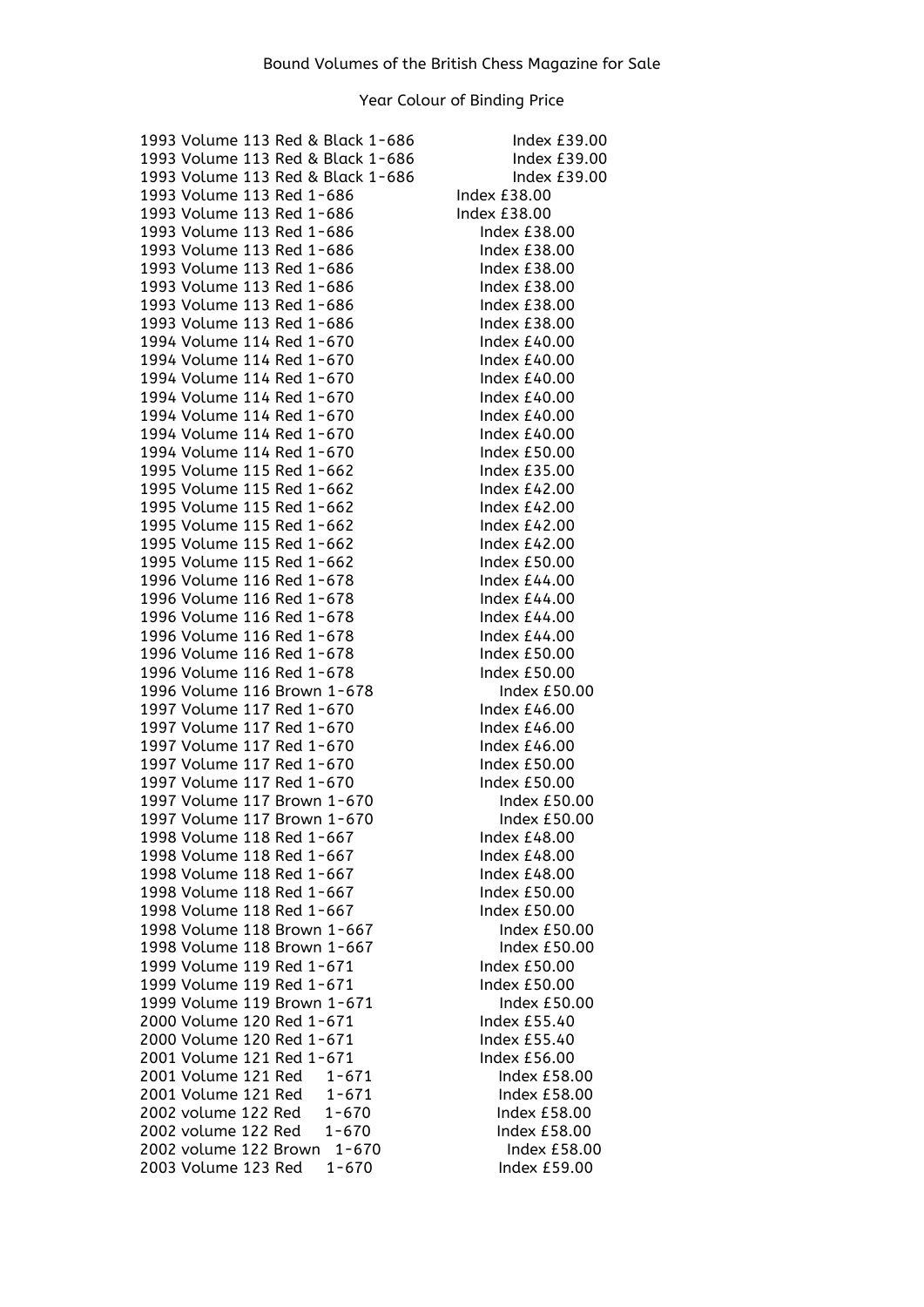Bound Volumes of the British Chess Magazine for Sale

Year Colour of Binding Price

1993 Volume 113 Red & Black 1-686 Index £39.00
1993 Volume 113 Red & Black 1-686 Index £39.00
1993 Volume 113 Red & Black 1-686 Index £39.00
1993 Volume 113 Red 1-686 Index £38.00
1993 Volume 113 Red 1-686 Index £38.00
1993 Volume 113 Red 1-686 Index £38.00
1993 Volume 113 Red 1-686 Index £38.00
1993 Volume 113 Red 1-686 Index £38.00
1993 Volume 113 Red 1-686 Index £38.00
1993 Volume 113 Red 1-686 Index £38.00
1993 Volume 113 Red 1-686 Index £38.00
1994 Volume 114 Red 1-670 Index £40.00
1994 Volume 114 Red 1-670 Index £40.00
1994 Volume 114 Red 1-670 Index £40.00
1994 Volume 114 Red 1-670 Index £40.00
1994 Volume 114 Red 1-670 Index £40.00
1994 Volume 114 Red 1-670 Index £40.00
1994 Volume 114 Red 1-670 Index £50.00
1995 Volume 115 Red 1-662 Index £35.00
1995 Volume 115 Red 1-662 Index £42.00
1995 Volume 115 Red 1-662 Index £42.00
1995 Volume 115 Red 1-662 Index £42.00
1995 Volume 115 Red 1-662 Index £42.00
1995 Volume 115 Red 1-662 Index £50.00
1996 Volume 116 Red 1-678 Index £44.00
1996 Volume 116 Red 1-678 Index £44.00
1996 Volume 116 Red 1-678 Index £44.00
1996 Volume 116 Red 1-678 Index £44.00
1996 Volume 116 Red 1-678 Index £50.00
1996 Volume 116 Red 1-678 Index £50.00
1996 Volume 116 Brown 1-678 Index £50.00
1997 Volume 117 Red 1-670 Index £46.00
1997 Volume 117 Red 1-670 Index £46.00
1997 Volume 117 Red 1-670 Index £46.00
1997 Volume 117 Red 1-670 Index £50.00
1997 Volume 117 Red 1-670 Index £50.00
1997 Volume 117 Brown 1-670 Index £50.00
1997 Volume 117 Brown 1-670 Index £50.00
1998 Volume 118 Red 1-667 Index £48.00
1998 Volume 118 Red 1-667 Index £48.00
1998 Volume 118 Red 1-667 Index £48.00
1998 Volume 118 Red 1-667 Index £50.00
1998 Volume 118 Red 1-667 Index £50.00
1998 Volume 118 Brown 1-667 Index £50.00
1998 Volume 118 Brown 1-667 Index £50.00
1999 Volume 119 Red 1-671 Index £50.00
1999 Volume 119 Red 1-671 Index £50.00
1999 Volume 119 Brown 1-671 Index £50.00
2000 Volume 120 Red 1-671 Index £55.40
2000 Volume 120 Red 1-671 Index £55.40
2001 Volume 121 Red 1-671 Index £56.00
2001 Volume 121 Red 1-671 Index £58.00
2001 Volume 121 Red 1-671 Index £58.00
2002 volume 122 Red 1-670 Index £58.00
2002 volume 122 Red 1-670 Index £58.00
2002 volume 122 Brown 1-670 Index £58.00
2003 Volume 123 Red 1-670 Index £59.00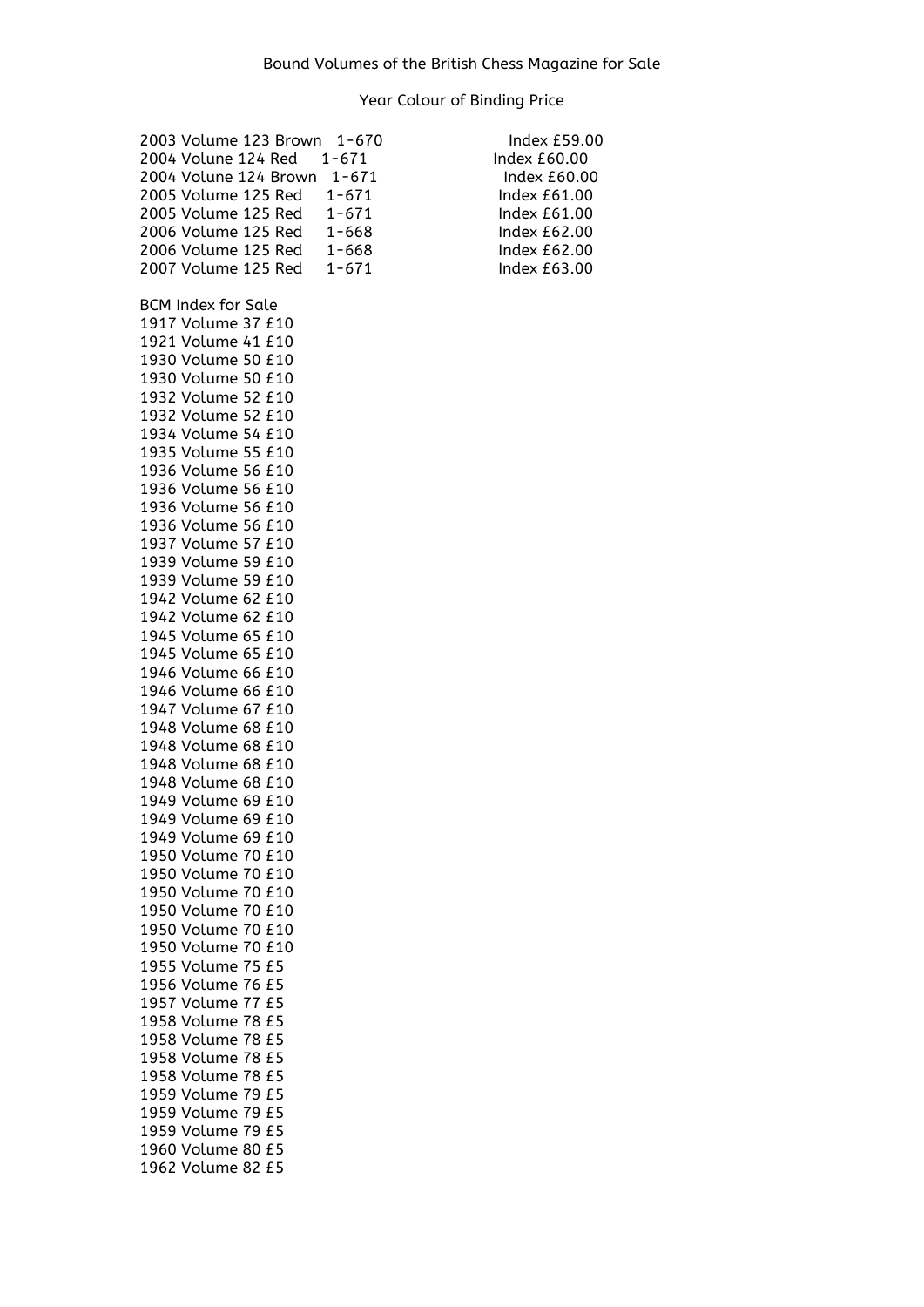Bound Volumes of the British Chess Magazine for Sale

Year Colour of Binding Price

2003 Volume 123 Brown 1-670 Index £59.00
2004 Volune 124 Red 1-671 Index £60.00
2004 Volune 124 Brown 1-671 Index £60.00
2005 Volume 125 Red 1-671 Index £61.00
2005 Volume 125 Red 1-671 Index £61.00
2006 Volume 125 Red 1-668 Index £62.00
2006 Volume 125 Red 1-668 Index £62.00
2007 Volume 125 Red 1-671 Index £63.00

BCM Index for Sale
1917 Volume 37 £10
1921 Volume 41 £10
1930 Volume 50 £10
1930 Volume 50 £10
1932 Volume 52 £10
1932 Volume 52 £10
1934 Volume 54 £10
1935 Volume 55 £10
1936 Volume 56 £10
1936 Volume 56 £10
1936 Volume 56 £10
1936 Volume 56 £10
1937 Volume 57 £10
1939 Volume 59 £10
1939 Volume 59 £10
1942 Volume 62 £10
1942 Volume 62 £10
1945 Volume 65 £10
1945 Volume 65 £10
1946 Volume 66 £10
1946 Volume 66 £10
1947 Volume 67 £10
1948 Volume 68 £10
1948 Volume 68 £10
1948 Volume 68 £10
1948 Volume 68 £10
1949 Volume 69 £10
1949 Volume 69 £10
1949 Volume 69 £10
1950 Volume 70 £10
1950 Volume 70 £10
1950 Volume 70 £10
1950 Volume 70 £10
1950 Volume 70 £10
1950 Volume 70 £10
1955 Volume 75 £5
1956 Volume 76 £5
1957 Volume 77 £5
1958 Volume 78 £5
1958 Volume 78 £5
1958 Volume 78 £5
1958 Volume 78 £5
1959 Volume 79 £5
1959 Volume 79 £5
1959 Volume 79 £5
1960 Volume 80 £5
1962 Volume 82 £5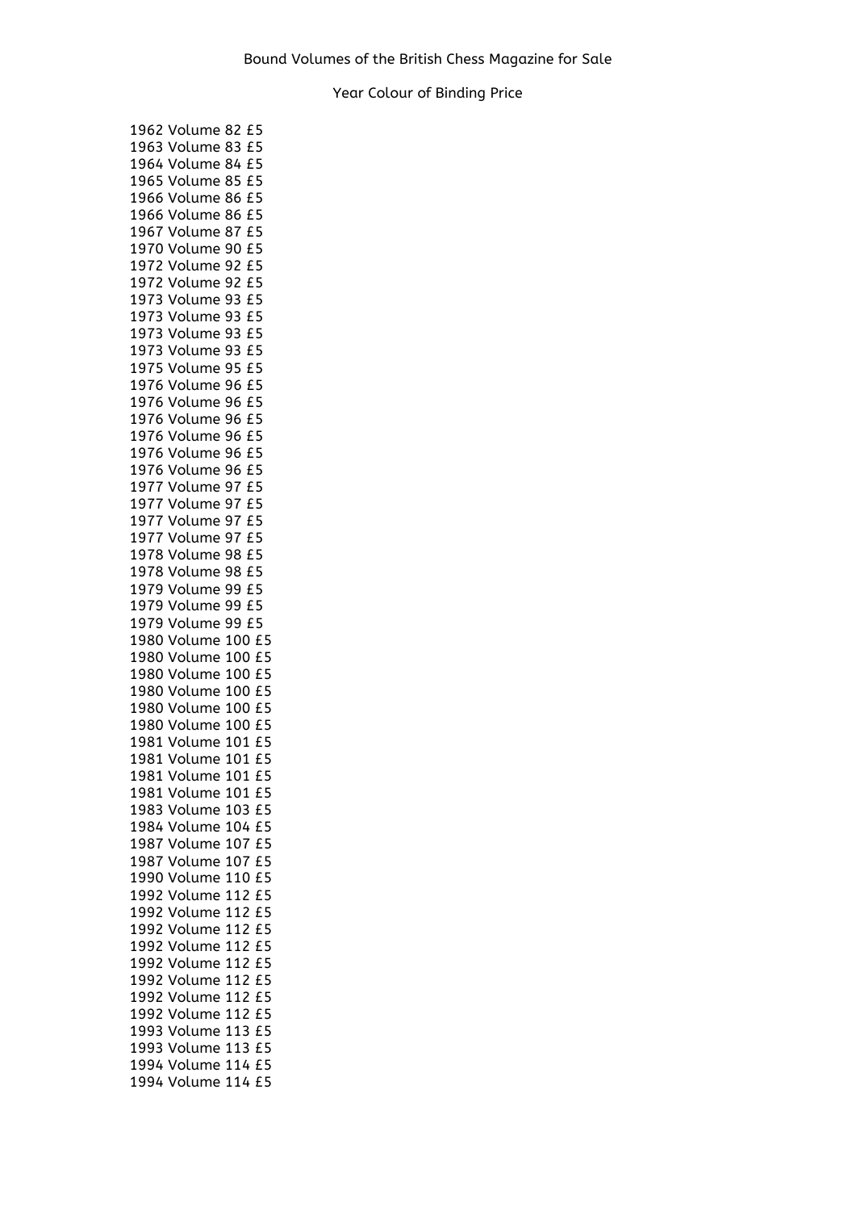Bound Volumes of the British Chess Magazine for Sale

Year Colour of Binding Price

1962 Volume 82 £5
1963 Volume 83 £5
1964 Volume 84 £5
1965 Volume 85 £5
1966 Volume 86 £5
1966 Volume 86 £5
1967 Volume 87 £5
1970 Volume 90 £5
1972 Volume 92 £5
1972 Volume 92 £5
1973 Volume 93 £5
1973 Volume 93 £5
1973 Volume 93 £5
1973 Volume 93 £5
1975 Volume 95 £5
1976 Volume 96 £5
1976 Volume 96 £5
1976 Volume 96 £5
1976 Volume 96 £5
1976 Volume 96 £5
1976 Volume 96 £5
1977 Volume 97 £5
1977 Volume 97 £5
1977 Volume 97 £5
1977 Volume 97 £5
1978 Volume 98 £5
1978 Volume 98 £5
1979 Volume 99 £5
1979 Volume 99 £5
1979 Volume 99 £5
1980 Volume 100 £5
1980 Volume 100 £5
1980 Volume 100 £5
1980 Volume 100 £5
1980 Volume 100 £5
1980 Volume 100 £5
1981 Volume 101 £5
1981 Volume 101 £5
1981 Volume 101 £5
1981 Volume 101 £5
1983 Volume 103 £5
1984 Volume 104 £5
1987 Volume 107 £5
1987 Volume 107 £5
1990 Volume 110 £5
1992 Volume 112 £5
1992 Volume 112 £5
1992 Volume 112 £5
1992 Volume 112 £5
1992 Volume 112 £5
1992 Volume 112 £5
1992 Volume 112 £5
1992 Volume 112 £5
1993 Volume 113 £5
1993 Volume 113 £5
1994 Volume 114 £5
1994 Volume 114 £5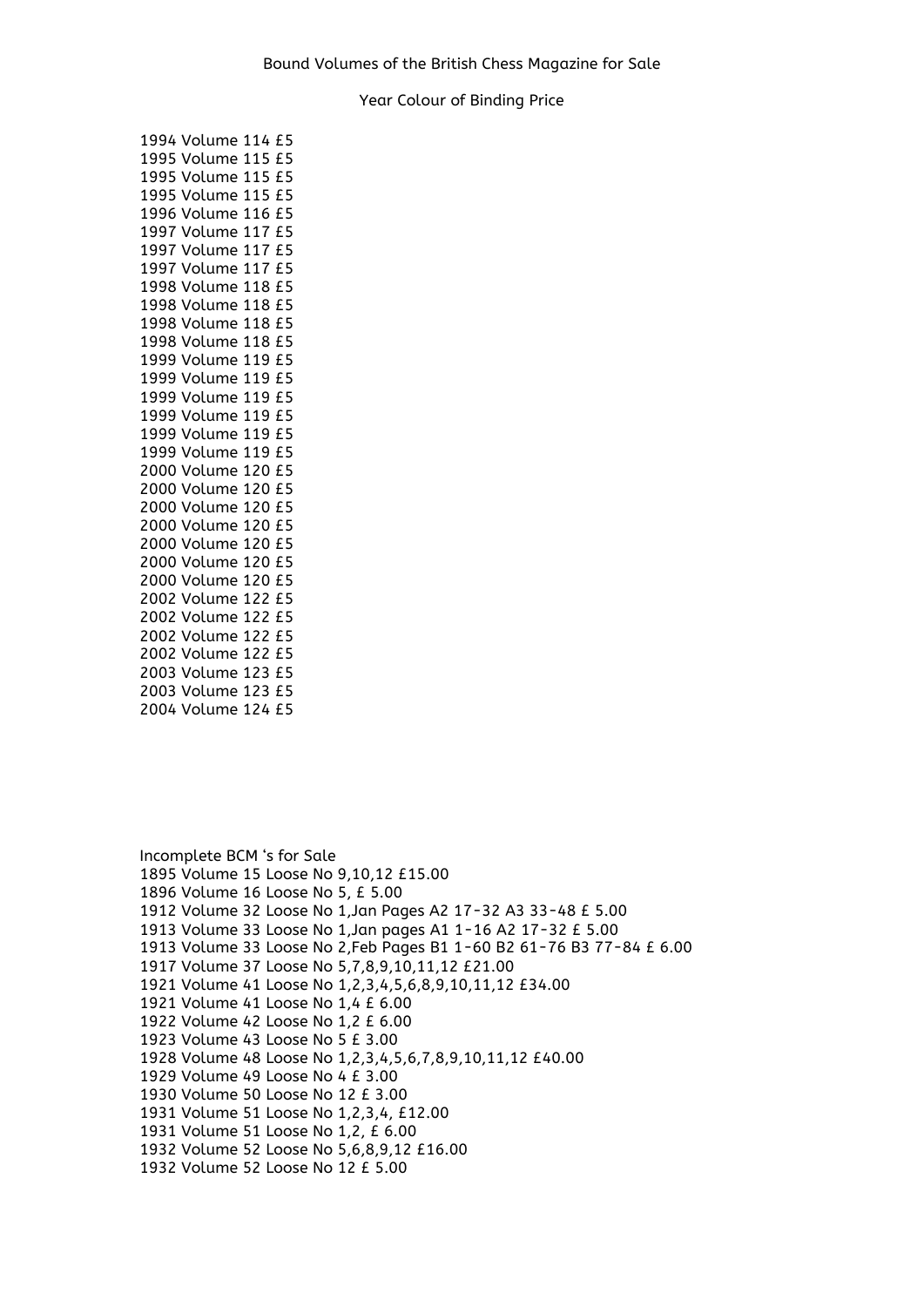Bound Volumes of the British Chess Magazine for Sale

Year Colour of Binding Price

1994 Volume 114 £5
1995 Volume 115 £5
1995 Volume 115 £5
1995 Volume 115 £5
1996 Volume 116 £5
1997 Volume 117 £5
1997 Volume 117 £5
1997 Volume 117 £5
1998 Volume 118 £5
1998 Volume 118 £5
1998 Volume 118 £5
1998 Volume 118 £5
1999 Volume 119 £5
1999 Volume 119 £5
1999 Volume 119 £5
1999 Volume 119 £5
1999 Volume 119 £5
1999 Volume 119 £5
2000 Volume 120 £5
2000 Volume 120 £5
2000 Volume 120 £5
2000 Volume 120 £5
2000 Volume 120 £5
2000 Volume 120 £5
2000 Volume 120 £5
2002 Volume 122 £5
2002 Volume 122 £5
2002 Volume 122 £5
2002 Volume 122 £5
2003 Volume 123 £5
2003 Volume 123 £5
2004 Volume 124 £5

Incomplete BCM 's for Sale
1895 Volume 15 Loose No 9,10,12 £15.00
1896 Volume 16 Loose No 5, £ 5.00
1912 Volume 32 Loose No 1,Jan Pages A2 17-32 A3 33-48 £ 5.00
1913 Volume 33 Loose No 1,Jan pages A1 1-16 A2 17-32 £ 5.00
1913 Volume 33 Loose No 2,Feb Pages B1 1-60 B2 61-76 B3 77-84 £ 6.00
1917 Volume 37 Loose No 5,7,8,9,10,11,12 £21.00
1921 Volume 41 Loose No 1,2,3,4,5,6,8,9,10,11,12 £34.00
1921 Volume 41 Loose No 1,4 £ 6.00
1922 Volume 42 Loose No 1,2 £ 6.00
1923 Volume 43 Loose No 5 £ 3.00
1928 Volume 48 Loose No 1,2,3,4,5,6,7,8,9,10,11,12 £40.00
1929 Volume 49 Loose No 4 £ 3.00
1930 Volume 50 Loose No 12 £ 3.00
1931 Volume 51 Loose No 1,2,3,4, £12.00
1931 Volume 51 Loose No 1,2, £ 6.00
1932 Volume 52 Loose No 5,6,8,9,12 £16.00
1932 Volume 52 Loose No 12 £ 5.00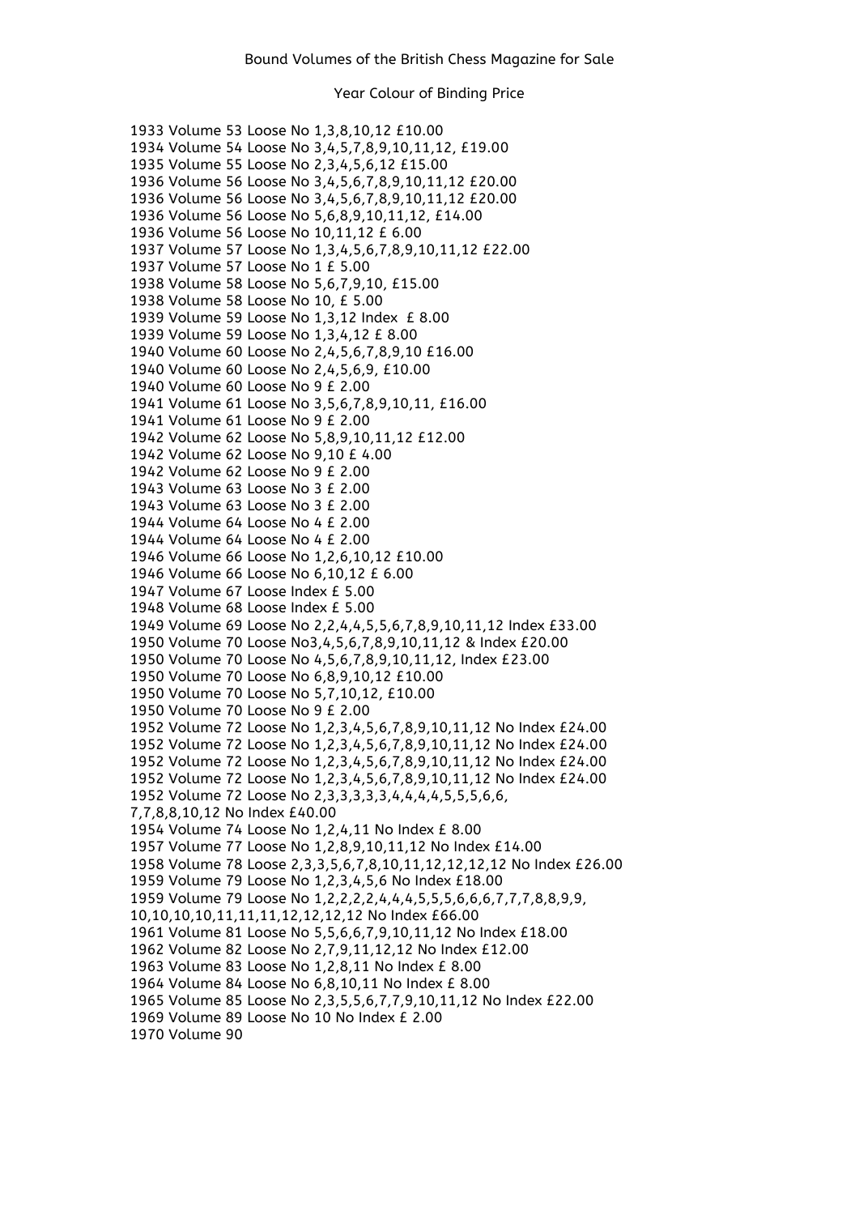Bound Volumes of the British Chess Magazine for Sale

Year Colour of Binding Price

1933 Volume 53 Loose No 1,3,8,10,12 £10.00
1934 Volume 54 Loose No 3,4,5,7,8,9,10,11,12, £19.00
1935 Volume 55 Loose No 2,3,4,5,6,12 £15.00
1936 Volume 56 Loose No 3,4,5,6,7,8,9,10,11,12 £20.00
1936 Volume 56 Loose No 3,4,5,6,7,8,9,10,11,12 £20.00
1936 Volume 56 Loose No 5,6,8,9,10,11,12, £14.00
1936 Volume 56 Loose No 10,11,12 £ 6.00
1937 Volume 57 Loose No 1,3,4,5,6,7,8,9,10,11,12 £22.00
1937 Volume 57 Loose No 1 £ 5.00
1938 Volume 58 Loose No 5,6,7,9,10, £15.00
1938 Volume 58 Loose No 10, £ 5.00
1939 Volume 59 Loose No 1,3,12 Index £ 8.00
1939 Volume 59 Loose No 1,3,4,12 £ 8.00
1940 Volume 60 Loose No 2,4,5,6,7,8,9,10 £16.00
1940 Volume 60 Loose No 2,4,5,6,9, £10.00
1940 Volume 60 Loose No 9 £ 2.00
1941 Volume 61 Loose No 3,5,6,7,8,9,10,11, £16.00
1941 Volume 61 Loose No 9 £ 2.00
1942 Volume 62 Loose No 5,8,9,10,11,12 £12.00
1942 Volume 62 Loose No 9,10 £ 4.00
1942 Volume 62 Loose No 9 £ 2.00
1943 Volume 63 Loose No 3 £ 2.00
1943 Volume 63 Loose No 3 £ 2.00
1944 Volume 64 Loose No 4 £ 2.00
1944 Volume 64 Loose No 4 £ 2.00
1946 Volume 66 Loose No 1,2,6,10,12 £10.00
1946 Volume 66 Loose No 6,10,12 £ 6.00
1947 Volume 67 Loose Index £ 5.00
1948 Volume 68 Loose Index £ 5.00
1949 Volume 69 Loose No 2,2,4,4,5,5,6,7,8,9,10,11,12 Index £33.00
1950 Volume 70 Loose No3,4,5,6,7,8,9,10,11,12 & Index £20.00
1950 Volume 70 Loose No 4,5,6,7,8,9,10,11,12, Index £23.00
1950 Volume 70 Loose No 6,8,9,10,12 £10.00
1950 Volume 70 Loose No 5,7,10,12, £10.00
1950 Volume 70 Loose No 9 £ 2.00
1952 Volume 72 Loose No 1,2,3,4,5,6,7,8,9,10,11,12 No Index £24.00
1952 Volume 72 Loose No 1,2,3,4,5,6,7,8,9,10,11,12 No Index £24.00
1952 Volume 72 Loose No 1,2,3,4,5,6,7,8,9,10,11,12 No Index £24.00
1952 Volume 72 Loose No 1,2,3,4,5,6,7,8,9,10,11,12 No Index £24.00
1952 Volume 72 Loose No 2,3,3,3,3,3,4,4,4,4,5,5,5,6,6,
7,7,8,8,10,12 No Index £40.00
1954 Volume 74 Loose No 1,2,4,11 No Index £ 8.00
1957 Volume 77 Loose No 1,2,8,9,10,11,12 No Index £14.00
1958 Volume 78 Loose 2,3,3,5,6,7,8,10,11,12,12,12,12 No Index £26.00
1959 Volume 79 Loose No 1,2,3,4,5,6 No Index £18.00
1959 Volume 79 Loose No 1,2,2,2,2,4,4,4,5,5,5,6,6,6,7,7,7,8,8,9,9,
10,10,10,10,11,11,11,12,12,12,12 No Index £66.00
1961 Volume 81 Loose No 5,5,6,6,7,9,10,11,12 No Index £18.00
1962 Volume 82 Loose No 2,7,9,11,12,12 No Index £12.00
1963 Volume 83 Loose No 1,2,8,11 No Index £ 8.00
1964 Volume 84 Loose No 6,8,10,11 No Index £ 8.00
1965 Volume 85 Loose No 2,3,5,5,6,7,7,9,10,11,12 No Index £22.00
1969 Volume 89 Loose No 10 No Index £ 2.00
1970 Volume 90